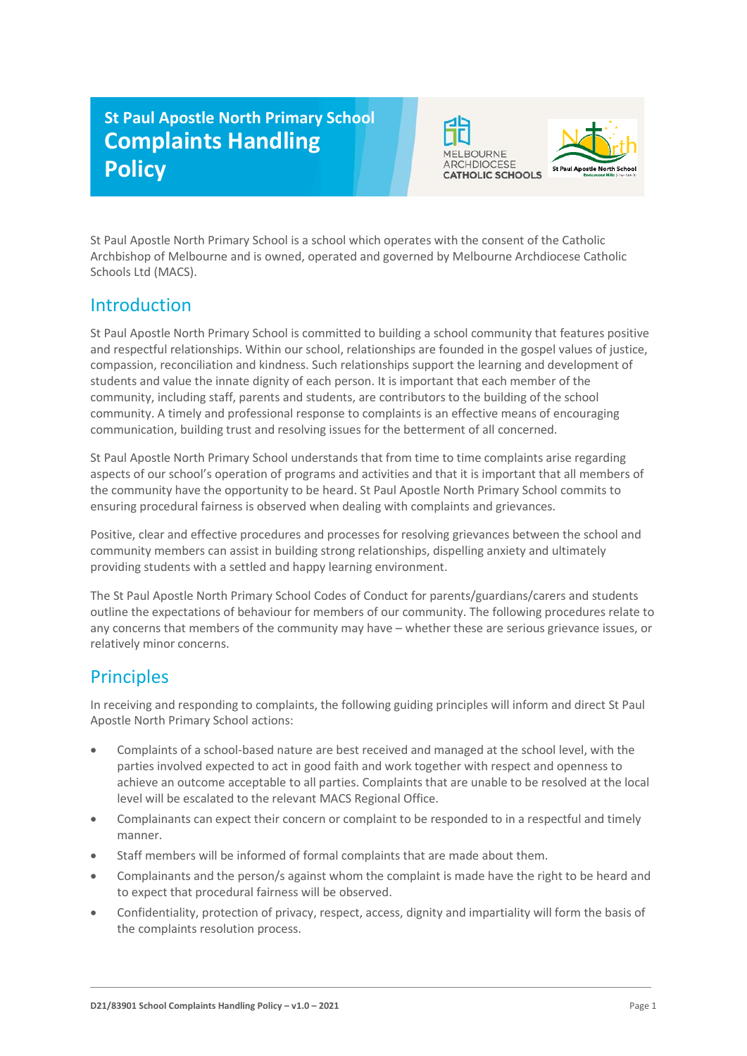# St Paul Apostle North Primary School Complaints Handling Policy

St Paul Apostle North Primary School is a school which operates with the consent of the Catholic Archbishop of Melbourne and is owned, operated and governed by Melbourne Archdiocese Catholic Schools Ltd (MACS).

## Introduction

St Paul Apostle North Primary School is committed to building a school community that features positive and respectful relationships. Within our school, relationships are founded in the gospel values of justice, compassion, reconciliation and kindness. Such relationships support the learning and development of students and value the innate dignity of each person. It is important that each member of the community, including staff, parents and students, are contributors to the building of the school community. A timely and professional response to complaints is an effective means of encouraging communication, building trust and resolving issues for the betterment of all concerned.

St Paul Apostle North Primary School understands that from time to time complaints arise regarding aspects of our school's operation of programs and activities and that it is important that all members of the community have the opportunity to be heard. St Paul Apostle North Primary School commits to ensuring procedural fairness is observed when dealing with complaints and grievances.

Positive, clear and effective procedures and processes for resolving grievances between the school and community members can assist in building strong relationships, dispelling anxiety and ultimately providing students with a settled and happy learning environment.

The St Paul Apostle North Primary School Codes of Conduct for parents/guardians/carers and students outline the expectations of behaviour for members of our community. The following procedures relate to any concerns that members of the community may have – whether these are serious grievance issues, or relatively minor concerns.

## Principles

In receiving and responding to complaints, the following guiding principles will inform and direct St Paul Apostle North Primary School actions:

- Complaints of a school-based nature are best received and managed at the school level, with the parties involved expected to act in good faith and work together with respect and openness to achieve an outcome acceptable to all parties. Complaints that are unable to be resolved at the local level will be escalated to the relevant MACS Regional Office.
- Complainants can expect their concern or complaint to be responded to in a respectful and timely manner.
- Staff members will be informed of formal complaints that are made about them.
- Complainants and the person/s against whom the complaint is made have the right to be heard and to expect that procedural fairness will be observed.
- Confidentiality, protection of privacy, respect, access, dignity and impartiality will form the basis of the complaints resolution process.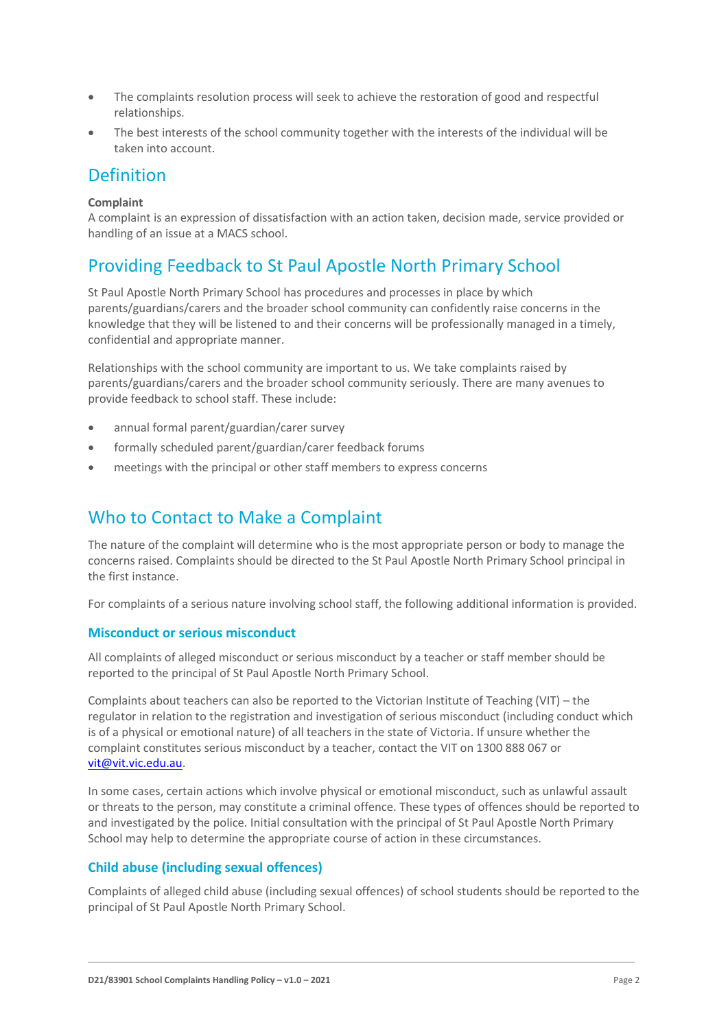- The complaints resolution process will seek to achieve the restoration of good and respectful relationships.
- The best interests of the school community together with the interests of the individual will be taken into account.

## Definition

**Complaint**
A complaint is an expression of dissatisfaction with an action taken, decision made, service provided or handling of an issue at a MACS school.

## Providing Feedback to St Paul Apostle North Primary School

St Paul Apostle North Primary School has procedures and processes in place by which parents/guardians/carers and the broader school community can confidently raise concerns in the knowledge that they will be listened to and their concerns will be professionally managed in a timely, confidential and appropriate manner.

Relationships with the school community are important to us. We take complaints raised by parents/guardians/carers and the broader school community seriously. There are many avenues to provide feedback to school staff. These include:

- annual formal parent/guardian/carer survey
- formally scheduled parent/guardian/carer feedback forums
- meetings with the principal or other staff members to express concerns

## Who to Contact to Make a Complaint

The nature of the complaint will determine who is the most appropriate person or body to manage the concerns raised. Complaints should be directed to the St Paul Apostle North Primary School principal in the first instance.

For complaints of a serious nature involving school staff, the following additional information is provided.

### Misconduct or serious misconduct

All complaints of alleged misconduct or serious misconduct by a teacher or staff member should be reported to the principal of St Paul Apostle North Primary School.

Complaints about teachers can also be reported to the Victorian Institute of Teaching (VIT) – the regulator in relation to the registration and investigation of serious misconduct (including conduct which is of a physical or emotional nature) of all teachers in the state of Victoria. If unsure whether the complaint constitutes serious misconduct by a teacher, contact the VIT on 1300 888 067 or vit@vit.vic.edu.au.

In some cases, certain actions which involve physical or emotional misconduct, such as unlawful assault or threats to the person, may constitute a criminal offence. These types of offences should be reported to and investigated by the police. Initial consultation with the principal of St Paul Apostle North Primary School may help to determine the appropriate course of action in these circumstances.

### Child abuse (including sexual offences)

Complaints of alleged child abuse (including sexual offences) of school students should be reported to the principal of St Paul Apostle North Primary School.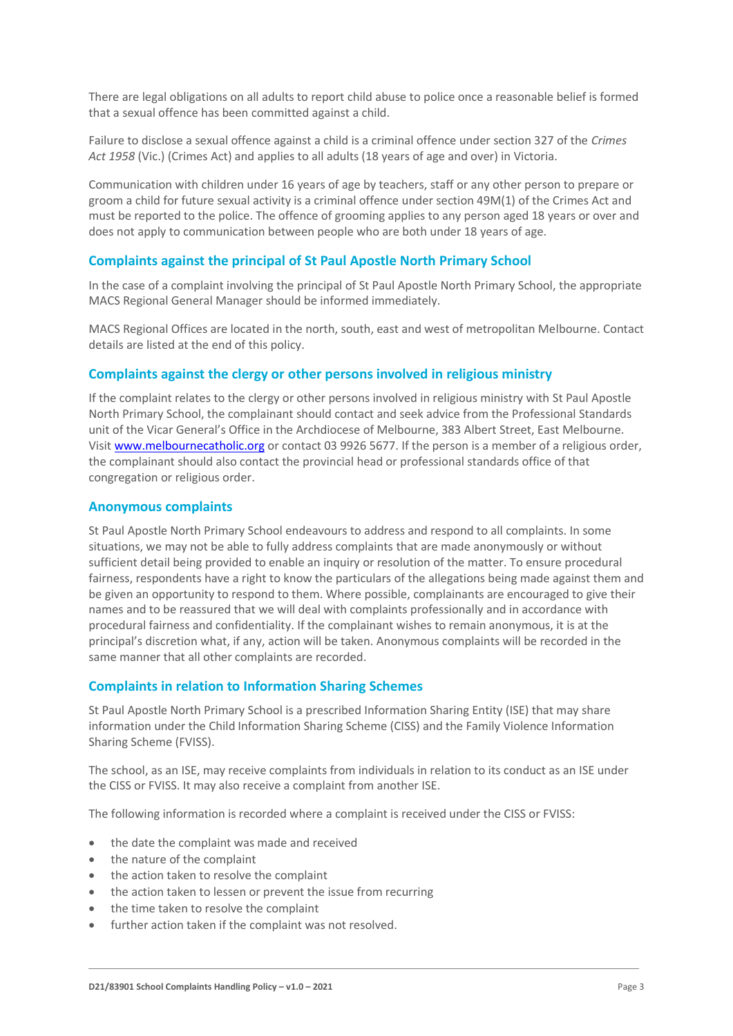There are legal obligations on all adults to report child abuse to police once a reasonable belief is formed that a sexual offence has been committed against a child.

Failure to disclose a sexual offence against a child is a criminal offence under section 327 of the *Crimes Act 1958* (Vic.) (Crimes Act) and applies to all adults (18 years of age and over) in Victoria.

Communication with children under 16 years of age by teachers, staff or any other person to prepare or groom a child for future sexual activity is a criminal offence under section 49M(1) of the Crimes Act and must be reported to the police. The offence of grooming applies to any person aged 18 years or over and does not apply to communication between people who are both under 18 years of age.

## Complaints against the principal of St Paul Apostle North Primary School

In the case of a complaint involving the principal of St Paul Apostle North Primary School, the appropriate MACS Regional General Manager should be informed immediately.

MACS Regional Offices are located in the north, south, east and west of metropolitan Melbourne. Contact details are listed at the end of this policy.

## Complaints against the clergy or other persons involved in religious ministry

If the complaint relates to the clergy or other persons involved in religious ministry with St Paul Apostle North Primary School, the complainant should contact and seek advice from the Professional Standards unit of the Vicar General's Office in the Archdiocese of Melbourne, 383 Albert Street, East Melbourne. Visit [www.melbournecatholic.org](www.melbournecatholic.org) or contact 03 9926 5677. If the person is a member of a religious order, the complainant should also contact the provincial head or professional standards office of that congregation or religious order.

## Anonymous complaints

St Paul Apostle North Primary School endeavours to address and respond to all complaints. In some situations, we may not be able to fully address complaints that are made anonymously or without sufficient detail being provided to enable an inquiry or resolution of the matter. To ensure procedural fairness, respondents have a right to know the particulars of the allegations being made against them and be given an opportunity to respond to them. Where possible, complainants are encouraged to give their names and to be reassured that we will deal with complaints professionally and in accordance with procedural fairness and confidentiality. If the complainant wishes to remain anonymous, it is at the principal's discretion what, if any, action will be taken. Anonymous complaints will be recorded in the same manner that all other complaints are recorded.

## Complaints in relation to Information Sharing Schemes

St Paul Apostle North Primary School is a prescribed Information Sharing Entity (ISE) that may share information under the Child Information Sharing Scheme (CISS) and the Family Violence Information Sharing Scheme (FVISS).

The school, as an ISE, may receive complaints from individuals in relation to its conduct as an ISE under the CISS or FVISS. It may also receive a complaint from another ISE.

The following information is recorded where a complaint is received under the CISS or FVISS:

- the date the complaint was made and received
- the nature of the complaint
- the action taken to resolve the complaint
- the action taken to lessen or prevent the issue from recurring
- the time taken to resolve the complaint
- further action taken if the complaint was not resolved.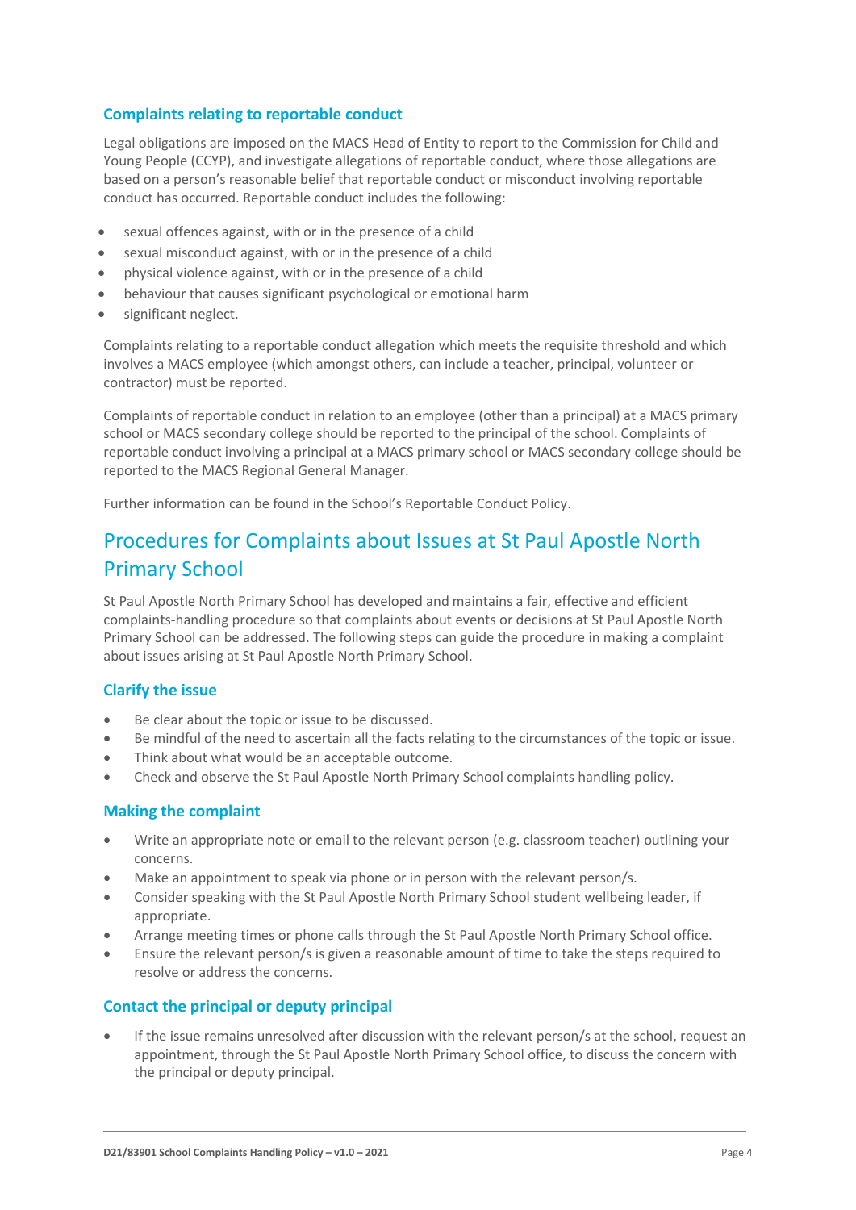### Complaints relating to reportable conduct

Legal obligations are imposed on the MACS Head of Entity to report to the Commission for Child and Young People (CCYP), and investigate allegations of reportable conduct, where those allegations are based on a person's reasonable belief that reportable conduct or misconduct involving reportable conduct has occurred. Reportable conduct includes the following:

- sexual offences against, with or in the presence of a child
- sexual misconduct against, with or in the presence of a child
- physical violence against, with or in the presence of a child
- behaviour that causes significant psychological or emotional harm
- significant neglect.

Complaints relating to a reportable conduct allegation which meets the requisite threshold and which involves a MACS employee (which amongst others, can include a teacher, principal, volunteer or contractor) must be reported.

Complaints of reportable conduct in relation to an employee (other than a principal) at a MACS primary school or MACS secondary college should be reported to the principal of the school. Complaints of reportable conduct involving a principal at a MACS primary school or MACS secondary college should be reported to the MACS Regional General Manager.

Further information can be found in the School's Reportable Conduct Policy.

## Procedures for Complaints about Issues at St Paul Apostle North Primary School

St Paul Apostle North Primary School has developed and maintains a fair, effective and efficient complaints-handling procedure so that complaints about events or decisions at St Paul Apostle North Primary School can be addressed. The following steps can guide the procedure in making a complaint about issues arising at St Paul Apostle North Primary School.

### Clarify the issue

- Be clear about the topic or issue to be discussed.
- Be mindful of the need to ascertain all the facts relating to the circumstances of the topic or issue.
- Think about what would be an acceptable outcome.
- Check and observe the St Paul Apostle North Primary School complaints handling policy.

### Making the complaint

- Write an appropriate note or email to the relevant person (e.g. classroom teacher) outlining your concerns.
- Make an appointment to speak via phone or in person with the relevant person/s.
- Consider speaking with the St Paul Apostle North Primary School student wellbeing leader, if appropriate.
- Arrange meeting times or phone calls through the St Paul Apostle North Primary School office.
- Ensure the relevant person/s is given a reasonable amount of time to take the steps required to resolve or address the concerns.

### Contact the principal or deputy principal

- If the issue remains unresolved after discussion with the relevant person/s at the school, request an appointment, through the St Paul Apostle North Primary School office, to discuss the concern with the principal or deputy principal.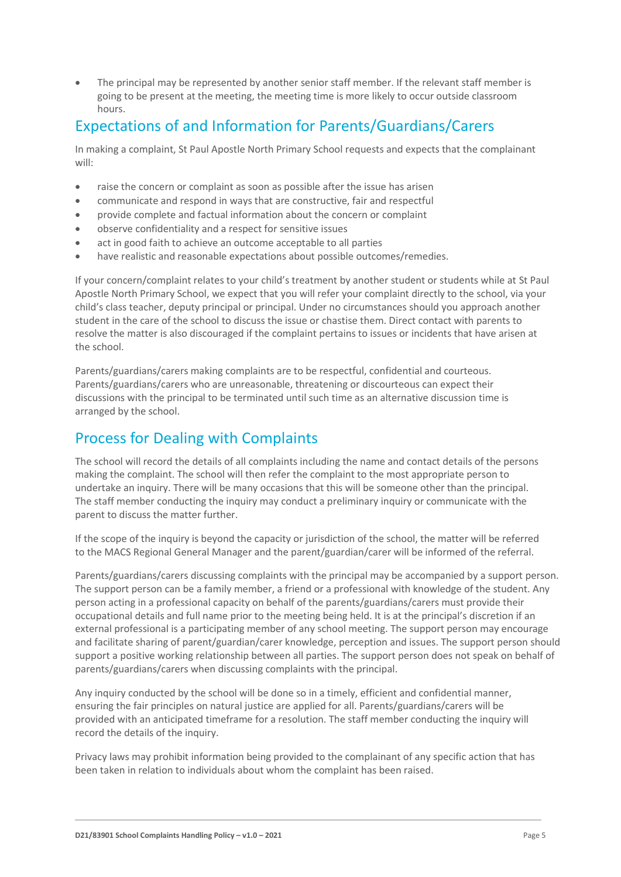- The principal may be represented by another senior staff member. If the relevant staff member is going to be present at the meeting, the meeting time is more likely to occur outside classroom hours.

## Expectations of and Information for Parents/Guardians/Carers

In making a complaint, St Paul Apostle North Primary School requests and expects that the complainant will:

- raise the concern or complaint as soon as possible after the issue has arisen
- communicate and respond in ways that are constructive, fair and respectful
- provide complete and factual information about the concern or complaint
- observe confidentiality and a respect for sensitive issues
- act in good faith to achieve an outcome acceptable to all parties
- have realistic and reasonable expectations about possible outcomes/remedies.

If your concern/complaint relates to your child's treatment by another student or students while at St Paul Apostle North Primary School, we expect that you will refer your complaint directly to the school, via your child's class teacher, deputy principal or principal. Under no circumstances should you approach another student in the care of the school to discuss the issue or chastise them. Direct contact with parents to resolve the matter is also discouraged if the complaint pertains to issues or incidents that have arisen at the school.

Parents/guardians/carers making complaints are to be respectful, confidential and courteous. Parents/guardians/carers who are unreasonable, threatening or discourteous can expect their discussions with the principal to be terminated until such time as an alternative discussion time is arranged by the school.

## Process for Dealing with Complaints

The school will record the details of all complaints including the name and contact details of the persons making the complaint. The school will then refer the complaint to the most appropriate person to undertake an inquiry. There will be many occasions that this will be someone other than the principal. The staff member conducting the inquiry may conduct a preliminary inquiry or communicate with the parent to discuss the matter further.

If the scope of the inquiry is beyond the capacity or jurisdiction of the school, the matter will be referred to the MACS Regional General Manager and the parent/guardian/carer will be informed of the referral.

Parents/guardians/carers discussing complaints with the principal may be accompanied by a support person. The support person can be a family member, a friend or a professional with knowledge of the student. Any person acting in a professional capacity on behalf of the parents/guardians/carers must provide their occupational details and full name prior to the meeting being held. It is at the principal's discretion if an external professional is a participating member of any school meeting. The support person may encourage and facilitate sharing of parent/guardian/carer knowledge, perception and issues. The support person should support a positive working relationship between all parties. The support person does not speak on behalf of parents/guardians/carers when discussing complaints with the principal.

Any inquiry conducted by the school will be done so in a timely, efficient and confidential manner, ensuring the fair principles on natural justice are applied for all. Parents/guardians/carers will be provided with an anticipated timeframe for a resolution. The staff member conducting the inquiry will record the details of the inquiry.

Privacy laws may prohibit information being provided to the complainant of any specific action that has been taken in relation to individuals about whom the complaint has been raised.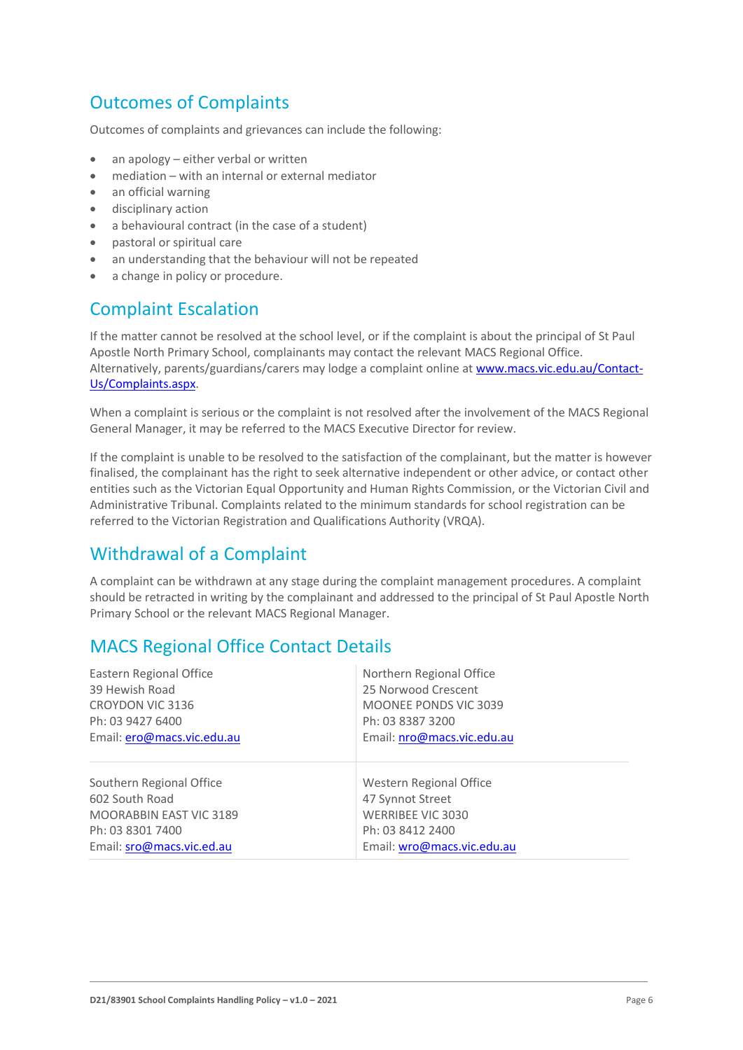## Outcomes of Complaints

Outcomes of complaints and grievances can include the following:

- an apology – either verbal or written
- mediation – with an internal or external mediator
- an official warning
- disciplinary action
- a behavioural contract (in the case of a student)
- pastoral or spiritual care
- an understanding that the behaviour will not be repeated
- a change in policy or procedure.

## Complaint Escalation

If the matter cannot be resolved at the school level, or if the complaint is about the principal of St Paul Apostle North Primary School, complainants may contact the relevant MACS Regional Office. Alternatively, parents/guardians/carers may lodge a complaint online at [www.macs.vic.edu.au/Contact-Us/Complaints.aspx](www.macs.vic.edu.au/Contact-Us/Complaints.aspx).

When a complaint is serious or the complaint is not resolved after the involvement of the MACS Regional General Manager, it may be referred to the MACS Executive Director for review.

If the complaint is unable to be resolved to the satisfaction of the complainant, but the matter is however finalised, the complainant has the right to seek alternative independent or other advice, or contact other entities such as the Victorian Equal Opportunity and Human Rights Commission, or the Victorian Civil and Administrative Tribunal. Complaints related to the minimum standards for school registration can be referred to the Victorian Registration and Qualifications Authority (VRQA).

## Withdrawal of a Complaint

A complaint can be withdrawn at any stage during the complaint management procedures. A complaint should be retracted in writing by the complainant and addressed to the principal of St Paul Apostle North Primary School or the relevant MACS Regional Manager.

## MACS Regional Office Contact Details

| | |
|---|---|
| Eastern Regional Office<br>39 Hewish Road<br>CROYDON VIC 3136<br>Ph: 03 9427 6400<br>Email: ero@macs.vic.edu.au | Northern Regional Office<br>25 Norwood Crescent<br>MOONEE PONDS VIC 3039<br>Ph: 03 8387 3200<br>Email: nro@macs.vic.edu.au |
| Southern Regional Office<br>602 South Road<br>MOORABBIN EAST VIC 3189<br>Ph: 03 8301 7400<br>Email: sro@macs.vic.ed.au | Western Regional Office<br>47 Synnot Street<br>WERRIBEE VIC 3030<br>Ph: 03 8412 2400<br>Email: wro@macs.vic.edu.au |